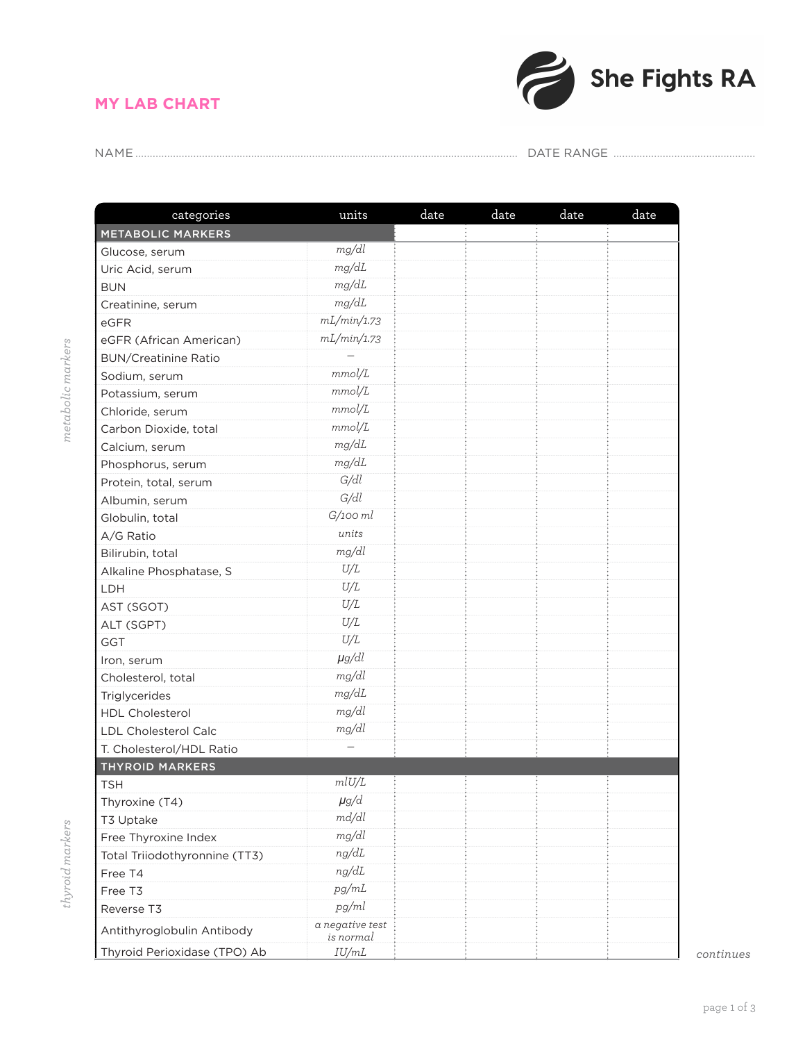# MY LAB CHART

She Fights RA

NAME ........................................ DATE RANGE ........................

| categories | units | date | date | date | date |
|---|---|---|---|---|---|
| **METABOLIC MARKERS** | | | | | |
| Glucose, serum | *mg/dl* | | | | |
| Uric Acid, serum | *mg/dL* | | | | |
| BUN | *mg/dL* | | | | |
| Creatinine, serum | *mg/dL* | | | | |
| eGFR | *mL/min/1.73* | | | | |
| eGFR (African American) | *mL/min/1.73* | | | | |
| BUN/Creatinine Ratio | – | | | | |
| Sodium, serum | *mmol/L* | | | | |
| Potassium, serum | *mmol/L* | | | | |
| Chloride, serum | *mmol/L* | | | | |
| Carbon Dioxide, total | *mmol/L* | | | | |
| Calcium, serum | *mg/dL* | | | | |
| Phosphorus, serum | *mg/dL* | | | | |
| Protein, total, serum | *G/dl* | | | | |
| Albumin, serum | *G/dl* | | | | |
| Globulin, total | *G/100 ml* | | | | |
| A/G Ratio | *units* | | | | |
| Bilirubin, total | *mg/dl* | | | | |
| Alkaline Phosphatase, S | *U/L* | | | | |
| LDH | *U/L* | | | | |
| AST (SGOT) | *U/L* | | | | |
| ALT (SGPT) | *U/L* | | | | |
| GGT | *U/L* | | | | |
| Iron, serum | *µg/dl* | | | | |
| Cholesterol, total | *mg/dl* | | | | |
| Triglycerides | *mg/dL* | | | | |
| HDL Cholesterol | *mg/dl* | | | | |
| LDL Cholesterol Calc | *mg/dl* | | | | |
| T. Cholesterol/HDL Ratio | – | | | | |
| **THYROID MARKERS** | | | | | |
| TSH | *mIU/L* | | | | |
| Thyroxine (T4) | *µg/d* | | | | |
| T3 Uptake | *md/dl* | | | | |
| Free Thyroxine Index | *mg/dl* | | | | |
| Total Triiodothyronnine (TT3) | *ng/dL* | | | | |
| Free T4 | *ng/dL* | | | | |
| Free T3 | *pg/mL* | | | | |
| Reverse T3 | *pg/ml* | | | | |
| Antithyroglobulin Antibody | *a negative test is normal* | | | | |
| Thyroid Perioxidase (TPO) Ab | *IU/mL* | | | | |

*continues*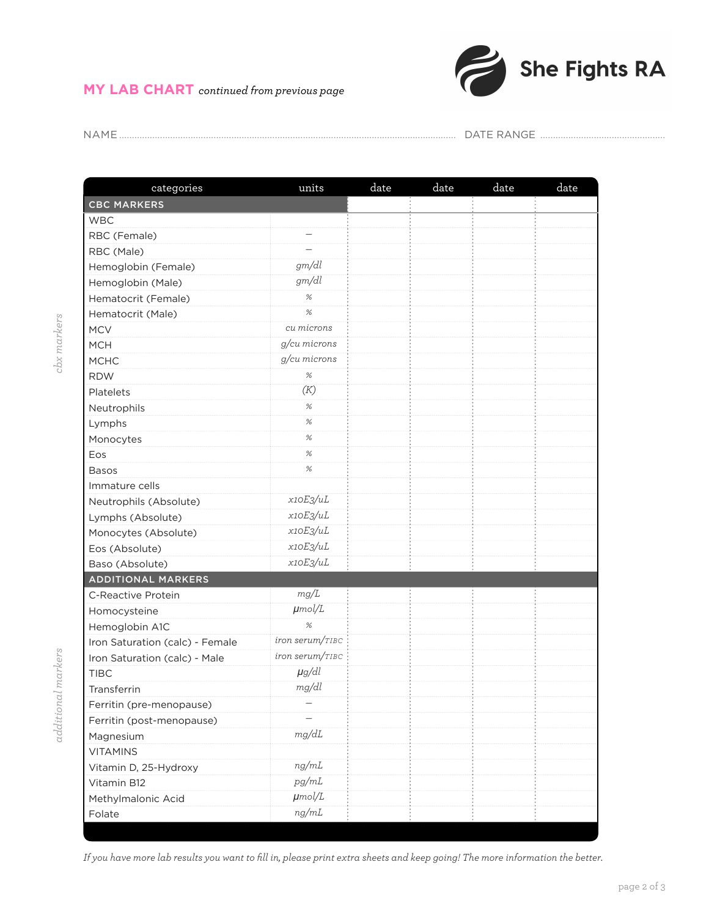## MY LAB CHART *continued from previous page*

**She Fights RA**

NAME .................................................................................... DATE RANGE ..........................................

| categories | units | date | date | date | date |
|---|---|---|---|---|---|
| **CBC MARKERS** | | | | | |
| WBC | | | | | |
| RBC (Female) | – | | | | |
| RBC (Male) | – | | | | |
| Hemoglobin (Female) | *gm/dl* | | | | |
| Hemoglobin (Male) | *gm/dl* | | | | |
| Hematocrit (Female) | *%* | | | | |
| Hematocrit (Male) | *%* | | | | |
| MCV | *cu microns* | | | | |
| MCH | *g/cu microns* | | | | |
| MCHC | *g/cu microns* | | | | |
| RDW | *%* | | | | |
| Platelets | *(K)* | | | | |
| Neutrophils | *%* | | | | |
| Lymphs | *%* | | | | |
| Monocytes | *%* | | | | |
| Eos | *%* | | | | |
| Basos | *%* | | | | |
| Immature cells | | | | | |
| Neutrophils (Absolute) | *x10E3/uL* | | | | |
| Lymphs (Absolute) | *x10E3/uL* | | | | |
| Monocytes (Absolute) | *x10E3/uL* | | | | |
| Eos (Absolute) | *x10E3/uL* | | | | |
| Baso (Absolute) | *x10E3/uL* | | | | |
| **ADDITIONAL MARKERS** | | | | | |
| C-Reactive Protein | *mg/L* | | | | |
| Homocysteine | *µmol/L* | | | | |
| Hemoglobin A1C | *%* | | | | |
| Iron Saturation (calc) - Female | *iron serum/TIBC* | | | | |
| Iron Saturation (calc) - Male | *iron serum/TIBC* | | | | |
| TIBC | *µg/dl* | | | | |
| Transferrin | *mg/dl* | | | | |
| Ferritin (pre-menopause) | – | | | | |
| Ferritin (post-menopause) | – | | | | |
| Magnesium | *mg/dL* | | | | |
| VITAMINS | | | | | |
| Vitamin D, 25-Hydroxy | *ng/mL* | | | | |
| Vitamin B12 | *pg/mL* | | | | |
| Methylmalonic Acid | *µmol/L* | | | | |
| Folate | *ng/mL* | | | | |

*If you have more lab results you want to fill in, please print extra sheets and keep going! The more information the better.*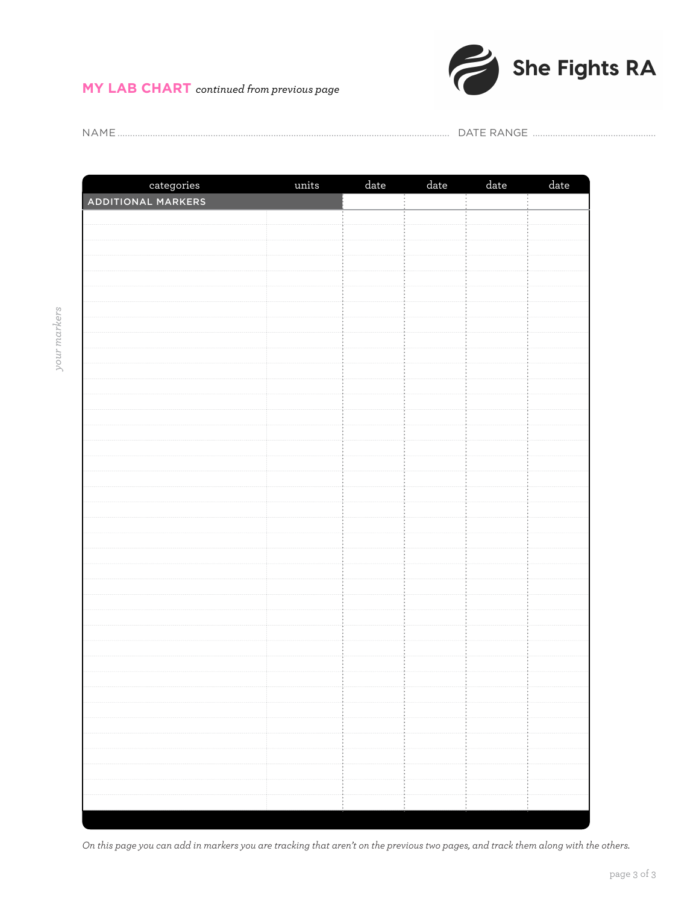**She Fights RA**

## MY LAB CHART *continued from previous page*

NAME ........................................ DATE RANGE ........................................

*your markers*

| categories | units | date | date | date | date |
| --- | --- | --- | --- | --- | --- |
| ADDITIONAL MARKERS | | | | | |
| | | | | | |
| | | | | | |
| | | | | | |
| | | | | | |
| | | | | | |
| | | | | | |
| | | | | | |
| | | | | | |
| | | | | | |
| | | | | | |
| | | | | | |
| | | | | | |
| | | | | | |
| | | | | | |
| | | | | | |
| | | | | | |
| | | | | | |
| | | | | | |
| | | | | | |
| | | | | | |
| | | | | | |
| | | | | | |
| | | | | | |
| | | | | | |
| | | | | | |
| | | | | | |
| | | | | | |
| | | | | | |
| | | | | | |
| | | | | | |
| | | | | | |
| | | | | | |
| | | | | | |
| | | | | | |
| | | | | | |
| | | | | | |
| | | | | | |
| | | | | | |

*On this page you can add in markers you are tracking that aren't on the previous two pages, and track them along with the others.*